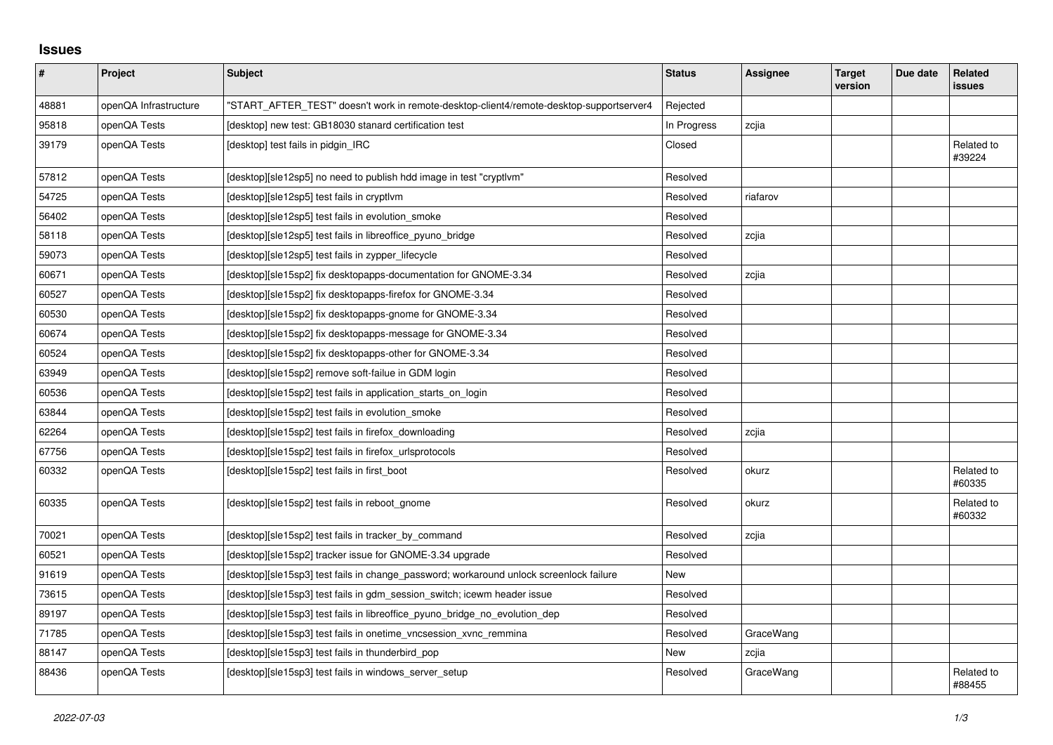## Issues

| # | Project | Subject | Status | Assignee | Target version | Due date | Related issues |
|---|---|---|---|---|---|---|---|
| 48881 | openQA Infrastructure | "START_AFTER_TEST" doesn't work in remote-desktop-client4/remote-desktop-supportserver4 | Rejected | | | | |
| 95818 | openQA Tests | [desktop] new test: GB18030 stanard certification test | In Progress | zcjia | | | |
| 39179 | openQA Tests | [desktop] test fails in pidgin_IRC | Closed | | | | Related to #39224 |
| 57812 | openQA Tests | [desktop][sle12sp5] no need to publish hdd image in test "cryptlvm" | Resolved | | | | |
| 54725 | openQA Tests | [desktop][sle12sp5] test fails in cryptlvm | Resolved | riafarov | | | |
| 56402 | openQA Tests | [desktop][sle12sp5] test fails in evolution_smoke | Resolved | | | | |
| 58118 | openQA Tests | [desktop][sle12sp5] test fails in libreoffice_pyuno_bridge | Resolved | zcjia | | | |
| 59073 | openQA Tests | [desktop][sle12sp5] test fails in zypper_lifecycle | Resolved | | | | |
| 60671 | openQA Tests | [desktop][sle15sp2] fix desktopapps-documentation for GNOME-3.34 | Resolved | zcjia | | | |
| 60527 | openQA Tests | [desktop][sle15sp2] fix desktopapps-firefox for GNOME-3.34 | Resolved | | | | |
| 60530 | openQA Tests | [desktop][sle15sp2] fix desktopapps-gnome for GNOME-3.34 | Resolved | | | | |
| 60674 | openQA Tests | [desktop][sle15sp2] fix desktopapps-message for GNOME-3.34 | Resolved | | | | |
| 60524 | openQA Tests | [desktop][sle15sp2] fix desktopapps-other for GNOME-3.34 | Resolved | | | | |
| 63949 | openQA Tests | [desktop][sle15sp2] remove soft-failue in GDM login | Resolved | | | | |
| 60536 | openQA Tests | [desktop][sle15sp2] test fails in application_starts_on_login | Resolved | | | | |
| 63844 | openQA Tests | [desktop][sle15sp2] test fails in evolution_smoke | Resolved | | | | |
| 62264 | openQA Tests | [desktop][sle15sp2] test fails in firefox_downloading | Resolved | zcjia | | | |
| 67756 | openQA Tests | [desktop][sle15sp2] test fails in firefox_urlsprotocols | Resolved | | | | |
| 60332 | openQA Tests | [desktop][sle15sp2] test fails in first_boot | Resolved | okurz | | | Related to #60335 |
| 60335 | openQA Tests | [desktop][sle15sp2] test fails in reboot_gnome | Resolved | okurz | | | Related to #60332 |
| 70021 | openQA Tests | [desktop][sle15sp2] test fails in tracker_by_command | Resolved | zcjia | | | |
| 60521 | openQA Tests | [desktop][sle15sp2] tracker issue for GNOME-3.34 upgrade | Resolved | | | | |
| 91619 | openQA Tests | [desktop][sle15sp3] test fails in change_password; workaround unlock screenlock failure | New | | | | |
| 73615 | openQA Tests | [desktop][sle15sp3] test fails in gdm_session_switch; icewm header issue | Resolved | | | | |
| 89197 | openQA Tests | [desktop][sle15sp3] test fails in libreoffice_pyuno_bridge_no_evolution_dep | Resolved | | | | |
| 71785 | openQA Tests | [desktop][sle15sp3] test fails in onetime_vncsession_xvnc_remmina | Resolved | GraceWang | | | |
| 88147 | openQA Tests | [desktop][sle15sp3] test fails in thunderbird_pop | New | zcjia | | | |
| 88436 | openQA Tests | [desktop][sle15sp3] test fails in windows_server_setup | Resolved | GraceWang | | | Related to #88455 |

*2022-07-03*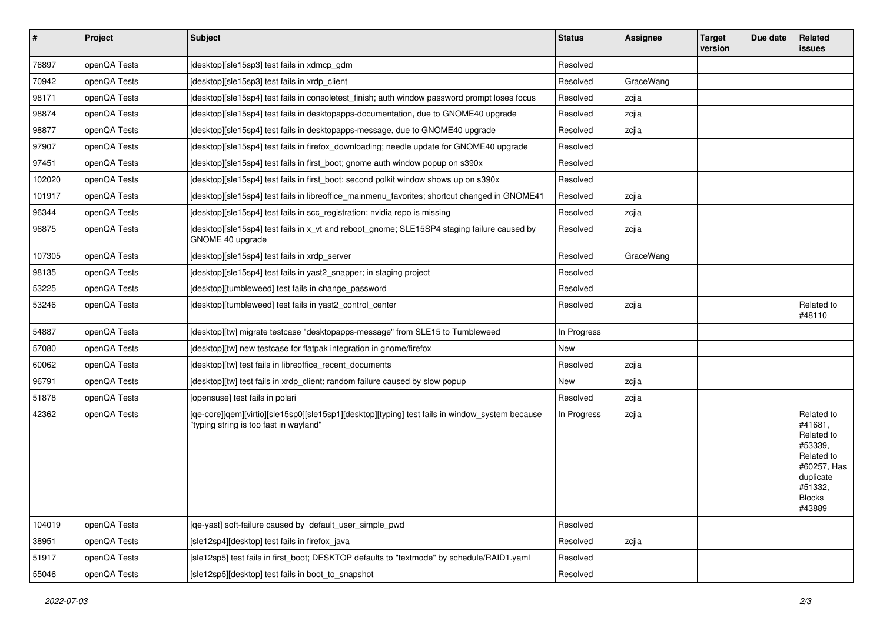| # | Project | Subject | Status | Assignee | Target version | Due date | Related issues |
|---|---|---|---|---|---|---|---|
| 76897 | openQA Tests | [desktop][sle15sp3] test fails in xdmcp_gdm | Resolved | | | | |
| 70942 | openQA Tests | [desktop][sle15sp3] test fails in xrdp_client | Resolved | GraceWang | | | |
| 98171 | openQA Tests | [desktop][sle15sp4] test fails in consoletest_finish; auth window password prompt loses focus | Resolved | zcjia | | | |
| 98874 | openQA Tests | [desktop][sle15sp4] test fails in desktopapps-documentation, due to GNOME40 upgrade | Resolved | zcjia | | | |
| 98877 | openQA Tests | [desktop][sle15sp4] test fails in desktopapps-message, due to GNOME40 upgrade | Resolved | zcjia | | | |
| 97907 | openQA Tests | [desktop][sle15sp4] test fails in firefox_downloading; needle update for GNOME40 upgrade | Resolved | | | | |
| 97451 | openQA Tests | [desktop][sle15sp4] test fails in first_boot; gnome auth window popup on s390x | Resolved | | | | |
| 102020 | openQA Tests | [desktop][sle15sp4] test fails in first_boot; second polkit window shows up on s390x | Resolved | | | | |
| 101917 | openQA Tests | [desktop][sle15sp4] test fails in libreoffice_mainmenu_favorites; shortcut changed in GNOME41 | Resolved | zcjia | | | |
| 96344 | openQA Tests | [desktop][sle15sp4] test fails in scc_registration; nvidia repo is missing | Resolved | zcjia | | | |
| 96875 | openQA Tests | [desktop][sle15sp4] test fails in x_vt and reboot_gnome; SLE15SP4 staging failure caused by GNOME 40 upgrade | Resolved | zcjia | | | |
| 107305 | openQA Tests | [desktop][sle15sp4] test fails in xrdp_server | Resolved | GraceWang | | | |
| 98135 | openQA Tests | [desktop][sle15sp4] test fails in yast2_snapper; in staging project | Resolved | | | | |
| 53225 | openQA Tests | [desktop][tumbleweed] test fails in change_password | Resolved | | | | |
| 53246 | openQA Tests | [desktop][tumbleweed] test fails in yast2_control_center | Resolved | zcjia | | | Related to #48110 |
| 54887 | openQA Tests | [desktop][tw] migrate testcase "desktopapps-message" from SLE15 to Tumbleweed | In Progress | | | | |
| 57080 | openQA Tests | [desktop][tw] new testcase for flatpak integration in gnome/firefox | New | | | | |
| 60062 | openQA Tests | [desktop][tw] test fails in libreoffice_recent_documents | Resolved | zcjia | | | |
| 96791 | openQA Tests | [desktop][tw] test fails in xrdp_client; random failure caused by slow popup | New | zcjia | | | |
| 51878 | openQA Tests | [opensuse] test fails in polari | Resolved | zcjia | | | |
| 42362 | openQA Tests | [qe-core][qem][virtio][sle15sp0][sle15sp1][desktop][typing] test fails in window_system because "typing string is too fast in wayland" | In Progress | zcjia | | | Related to #41681, Related to #53339, Related to #60257, Has duplicate #51332, Blocks #43889 |
| 104019 | openQA Tests | [qe-yast] soft-failure caused by default_user_simple_pwd | Resolved | | | | |
| 38951 | openQA Tests | [sle12sp4][desktop] test fails in firefox_java | Resolved | zcjia | | | |
| 51917 | openQA Tests | [sle12sp5] test fails in first_boot; DESKTOP defaults to "textmode" by schedule/RAID1.yaml | Resolved | | | | |
| 55046 | openQA Tests | [sle12sp5][desktop] test fails in boot_to_snapshot | Resolved | | | | |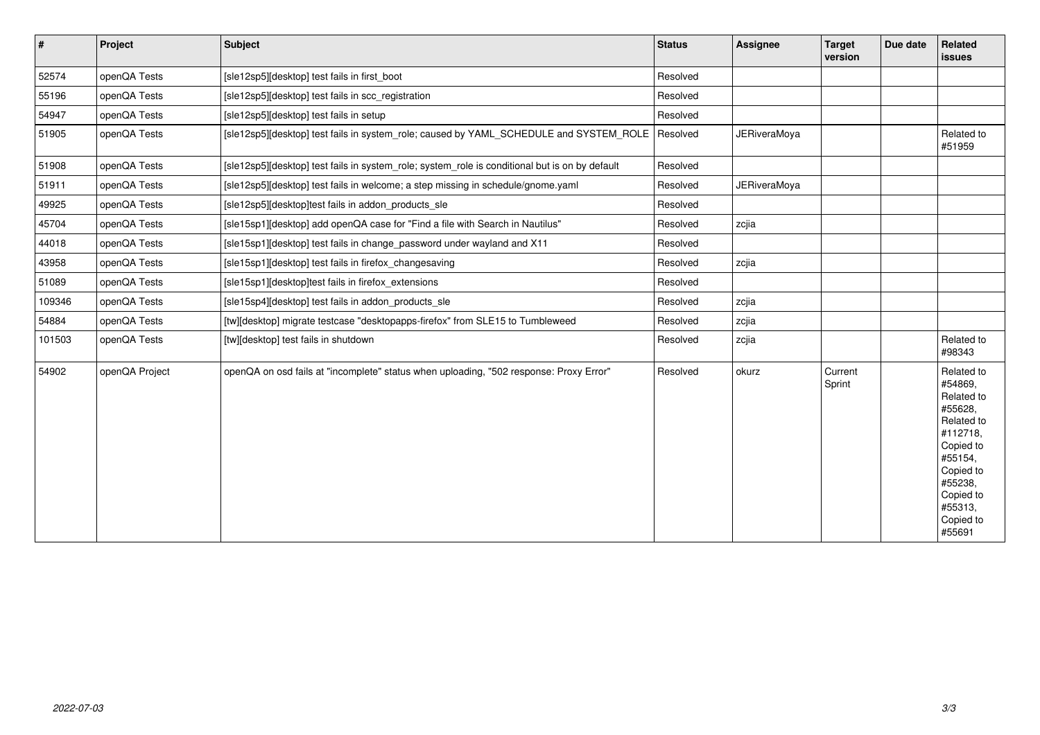| # | Project | Subject | Status | Assignee | Target version | Due date | Related issues |
|---|---|---|---|---|---|---|---|
| 52574 | openQA Tests | [sle12sp5][desktop] test fails in first_boot | Resolved | | | | |
| 55196 | openQA Tests | [sle12sp5][desktop] test fails in scc_registration | Resolved | | | | |
| 54947 | openQA Tests | [sle12sp5][desktop] test fails in setup | Resolved | | | | |
| 51905 | openQA Tests | [sle12sp5][desktop] test fails in system_role; caused by YAML_SCHEDULE and SYSTEM_ROLE | Resolved | JERiveraMoya | | | Related to #51959 |
| 51908 | openQA Tests | [sle12sp5][desktop] test fails in system_role; system_role is conditional but is on by default | Resolved | | | | |
| 51911 | openQA Tests | [sle12sp5][desktop] test fails in welcome; a step missing in schedule/gnome.yaml | Resolved | JERiveraMoya | | | |
| 49925 | openQA Tests | [sle12sp5][desktop]test fails in addon_products_sle | Resolved | | | | |
| 45704 | openQA Tests | [sle15sp1][desktop] add openQA case for "Find a file with Search in Nautilus" | Resolved | zcjia | | | |
| 44018 | openQA Tests | [sle15sp1][desktop] test fails in change_password under wayland and X11 | Resolved | | | | |
| 43958 | openQA Tests | [sle15sp1][desktop] test fails in firefox_changesaving | Resolved | zcjia | | | |
| 51089 | openQA Tests | [sle15sp1][desktop]test fails in firefox_extensions | Resolved | | | | |
| 109346 | openQA Tests | [sle15sp4][desktop] test fails in addon_products_sle | Resolved | zcjia | | | |
| 54884 | openQA Tests | [tw][desktop] migrate testcase "desktopapps-firefox" from SLE15 to Tumbleweed | Resolved | zcjia | | | |
| 101503 | openQA Tests | [tw][desktop] test fails in shutdown | Resolved | zcjia | | | Related to #98343 |
| 54902 | openQA Project | openQA on osd fails at "incomplete" status when uploading, "502 response: Proxy Error" | Resolved | okurz | Current Sprint | | Related to #54869, Related to #55628, Related to #112718, Copied to #55154, Copied to #55238, Copied to #55313, Copied to #55691 |